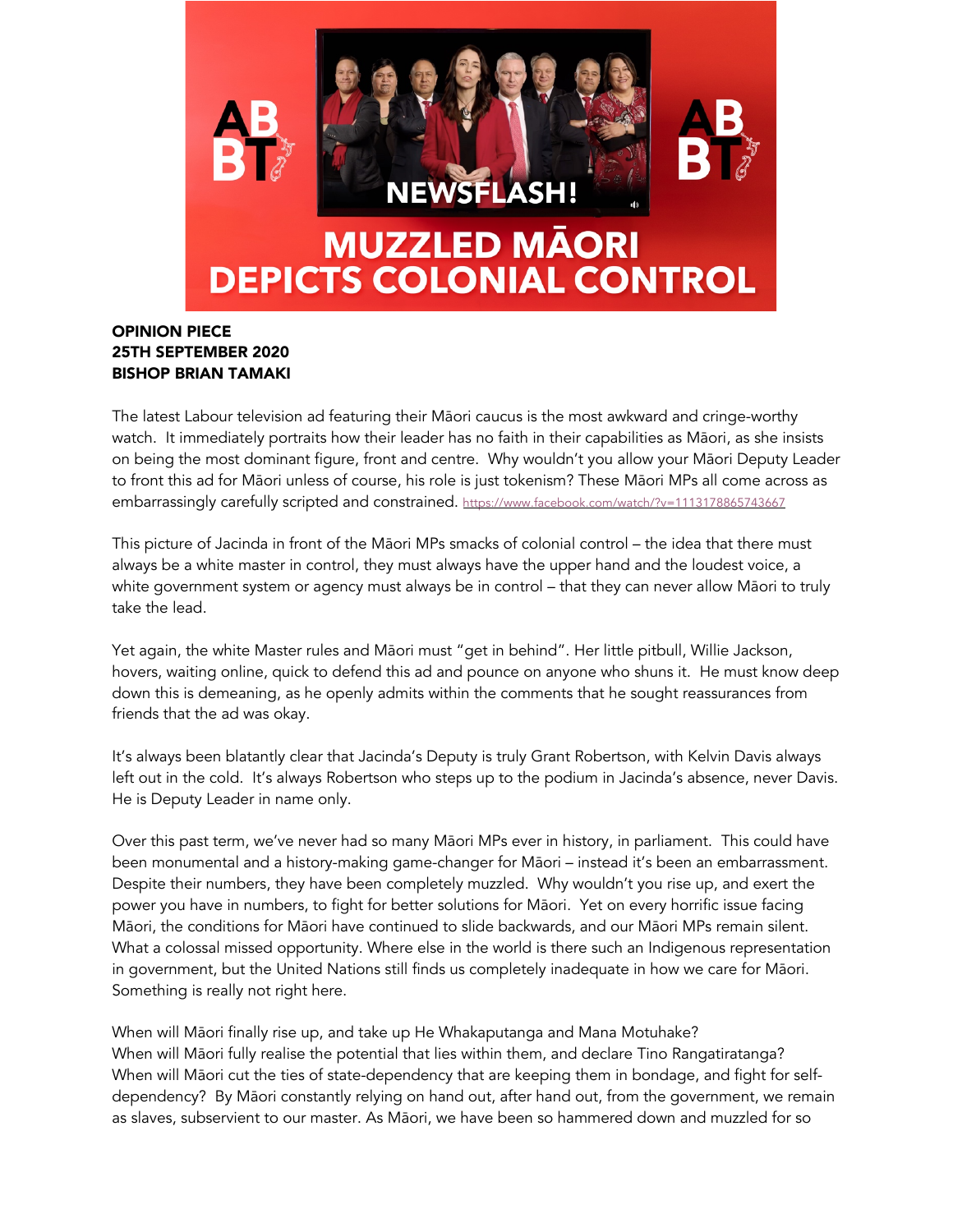# MUZZLED MĀORI DEPICTS COLONIAL CONTROL

**OPINION PIECE**
**25TH SEPTEMBER 2020**
**BISHOP BRIAN TAMAKI**

The latest Labour television ad featuring their Māori caucus is the most awkward and cringe-worthy watch. It immediately portraits how their leader has no faith in their capabilities as Māori, as she insists on being the most dominant figure, front and centre. Why wouldn't you allow your Māori Deputy Leader to front this ad for Māori unless of course, his role is just tokenism? These Māori MPs all come across as embarrassingly carefully scripted and constrained. https://www.facebook.com/watch/?v=1113178865743667

This picture of Jacinda in front of the Māori MPs smacks of colonial control – the idea that there must always be a white master in control, they must always have the upper hand and the loudest voice, a white government system or agency must always be in control – that they can never allow Māori to truly take the lead.

Yet again, the white Master rules and Māori must "get in behind". Her little pitbull, Willie Jackson, hovers, waiting online, quick to defend this ad and pounce on anyone who shuns it. He must know deep down this is demeaning, as he openly admits within the comments that he sought reassurances from friends that the ad was okay.

It's always been blatantly clear that Jacinda's Deputy is truly Grant Robertson, with Kelvin Davis always left out in the cold. It's always Robertson who steps up to the podium in Jacinda's absence, never Davis. He is Deputy Leader in name only.

Over this past term, we've never had so many Māori MPs ever in history, in parliament. This could have been monumental and a history-making game-changer for Māori – instead it's been an embarrassment. Despite their numbers, they have been completely muzzled. Why wouldn't you rise up, and exert the power you have in numbers, to fight for better solutions for Māori. Yet on every horrific issue facing Māori, the conditions for Māori have continued to slide backwards, and our Māori MPs remain silent. What a colossal missed opportunity. Where else in the world is there such an Indigenous representation in government, but the United Nations still finds us completely inadequate in how we care for Māori. Something is really not right here.

When will Māori finally rise up, and take up He Whakaputanga and Mana Motuhake?
When will Māori fully realise the potential that lies within them, and declare Tino Rangatiratanga?
When will Māori cut the ties of state-dependency that are keeping them in bondage, and fight for self-dependency? By Māori constantly relying on hand out, after hand out, from the government, we remain as slaves, subservient to our master. As Māori, we have been so hammered down and muzzled for so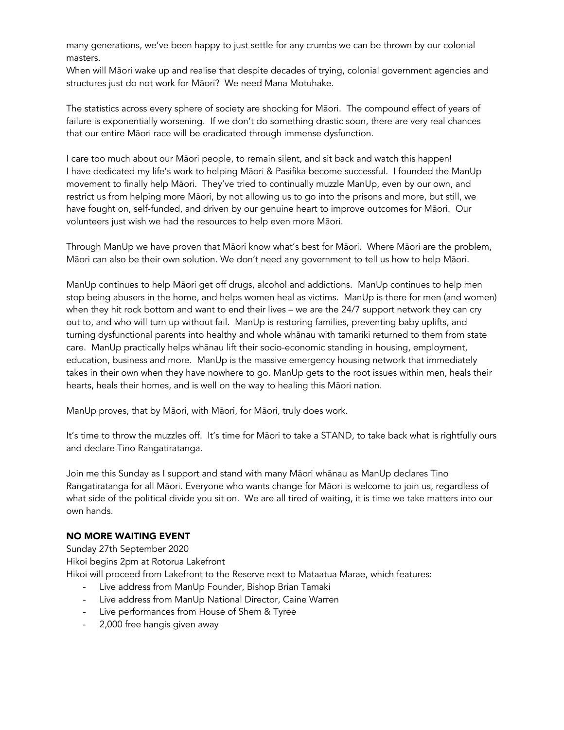many generations, we've been happy to just settle for any crumbs we can be thrown by our colonial masters.
When will Māori wake up and realise that despite decades of trying, colonial government agencies and structures just do not work for Māori? We need Mana Motuhake.

The statistics across every sphere of society are shocking for Māori. The compound effect of years of failure is exponentially worsening. If we don't do something drastic soon, there are very real chances that our entire Māori race will be eradicated through immense dysfunction.

I care too much about our Māori people, to remain silent, and sit back and watch this happen!
I have dedicated my life's work to helping Māori & Pasifika become successful. I founded the ManUp movement to finally help Māori. They've tried to continually muzzle ManUp, even by our own, and restrict us from helping more Māori, by not allowing us to go into the prisons and more, but still, we have fought on, self-funded, and driven by our genuine heart to improve outcomes for Māori. Our volunteers just wish we had the resources to help even more Māori.

Through ManUp we have proven that Māori know what's best for Māori. Where Māori are the problem, Māori can also be their own solution. We don't need any government to tell us how to help Māori.

ManUp continues to help Māori get off drugs, alcohol and addictions. ManUp continues to help men stop being abusers in the home, and helps women heal as victims. ManUp is there for men (and women) when they hit rock bottom and want to end their lives – we are the 24/7 support network they can cry out to, and who will turn up without fail. ManUp is restoring families, preventing baby uplifts, and turning dysfunctional parents into healthy and whole whānau with tamariki returned to them from state care. ManUp practically helps whānau lift their socio-economic standing in housing, employment, education, business and more. ManUp is the massive emergency housing network that immediately takes in their own when they have nowhere to go. ManUp gets to the root issues within men, heals their hearts, heals their homes, and is well on the way to healing this Māori nation.

ManUp proves, that by Māori, with Māori, for Māori, truly does work.

It's time to throw the muzzles off. It's time for Māori to take a STAND, to take back what is rightfully ours and declare Tino Rangatiratanga.

Join me this Sunday as I support and stand with many Māori whānau as ManUp declares Tino Rangatiratanga for all Māori. Everyone who wants change for Māori is welcome to join us, regardless of what side of the political divide you sit on. We are all tired of waiting, it is time we take matters into our own hands.

**NO MORE WAITING EVENT**

Sunday 27th September 2020
Hikoi begins 2pm at Rotorua Lakefront
Hikoi will proceed from Lakefront to the Reserve next to Mataatua Marae, which features:

- Live address from ManUp Founder, Bishop Brian Tamaki
- Live address from ManUp National Director, Caine Warren
- Live performances from House of Shem & Tyree
- 2,000 free hangis given away